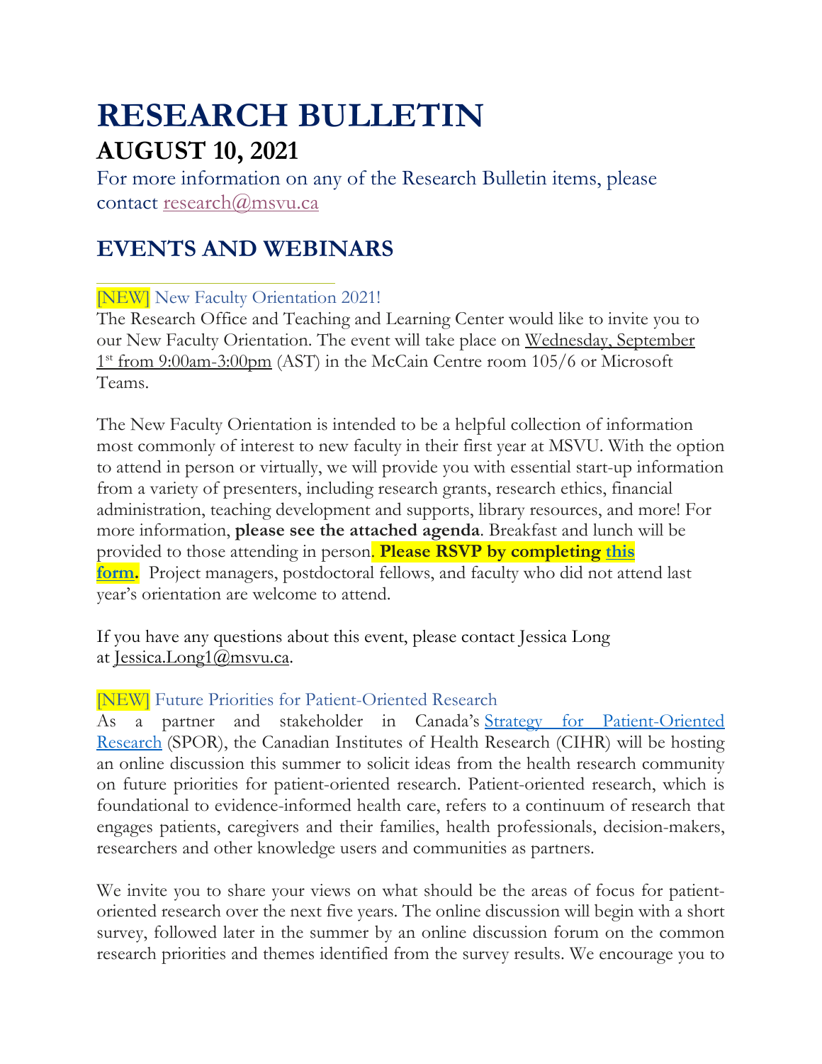# RESEARCH BULLETIN

## AUGUST 10, 2021

For more information on any of the Research Bulletin items, please contact research@msvu.ca

## EVENTS AND WEBINARS

### [NEW] New Faculty Orientation 2021!

The Research Office and Teaching and Learning Center would like to invite you to our New Faculty Orientation. The event will take place on Wednesday, September 1st from 9:00am-3:00pm (AST) in the McCain Centre room 105/6 or Microsoft Teams.

The New Faculty Orientation is intended to be a helpful collection of information most commonly of interest to new faculty in their first year at MSVU. With the option to attend in person or virtually, we will provide you with essential start-up information from a variety of presenters, including research grants, research ethics, financial administration, teaching development and supports, library resources, and more! For more information, **please see the attached agenda**. Breakfast and lunch will be provided to those attending in person. **Please RSVP by completing this form.** Project managers, postdoctoral fellows, and faculty who did not attend last year's orientation are welcome to attend.

If you have any questions about this event, please contact Jessica Long at Jessica.Long1@msvu.ca.

### [NEW] Future Priorities for Patient-Oriented Research

As a partner and stakeholder in Canada's Strategy for Patient-Oriented Research (SPOR), the Canadian Institutes of Health Research (CIHR) will be hosting an online discussion this summer to solicit ideas from the health research community on future priorities for patient-oriented research. Patient-oriented research, which is foundational to evidence-informed health care, refers to a continuum of research that engages patients, caregivers and their families, health professionals, decision-makers, researchers and other knowledge users and communities as partners.

We invite you to share your views on what should be the areas of focus for patient-oriented research over the next five years. The online discussion will begin with a short survey, followed later in the summer by an online discussion forum on the common research priorities and themes identified from the survey results. We encourage you to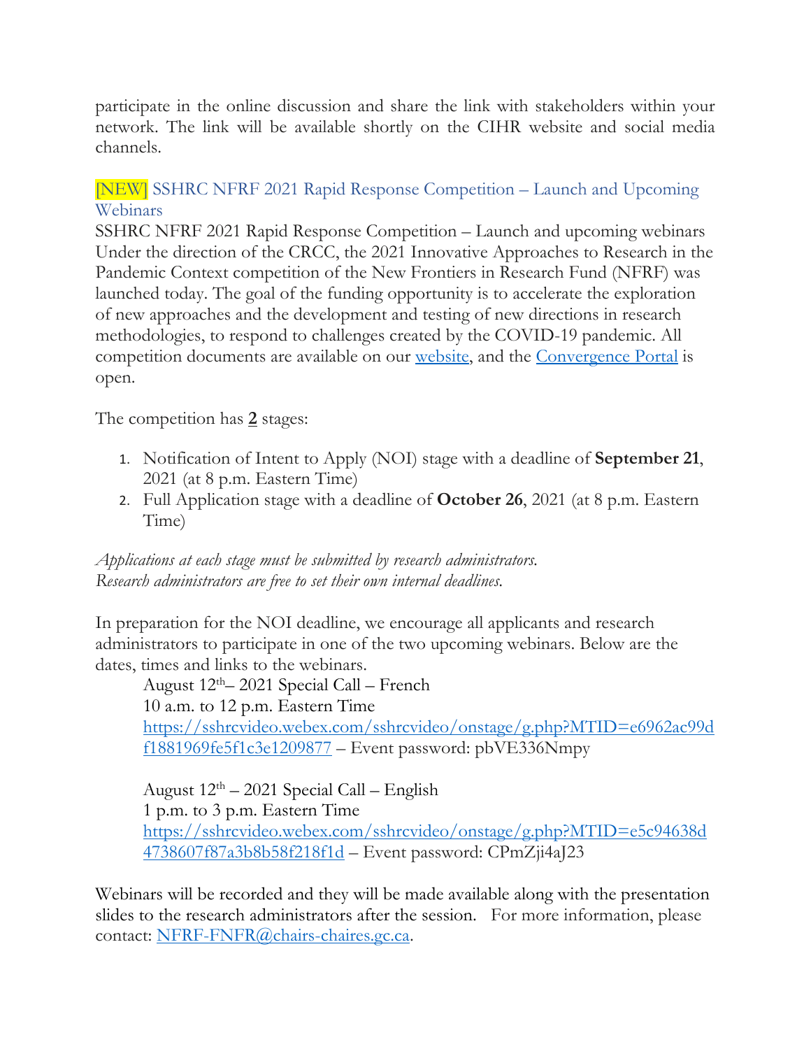participate in the online discussion and share the link with stakeholders within your network. The link will be available shortly on the CIHR website and social media channels.

### [NEW] SSHRC NFRF 2021 Rapid Response Competition – Launch and Upcoming Webinars

SSHRC NFRF 2021 Rapid Response Competition – Launch and upcoming webinars
Under the direction of the CRCC, the 2021 Innovative Approaches to Research in the Pandemic Context competition of the New Frontiers in Research Fund (NFRF) was launched today. The goal of the funding opportunity is to accelerate the exploration of new approaches and the development and testing of new directions in research methodologies, to respond to challenges created by the COVID-19 pandemic. All competition documents are available on our website, and the Convergence Portal is open.

The competition has **2** stages:

1. Notification of Intent to Apply (NOI) stage with a deadline of **September 21**, 2021 (at 8 p.m. Eastern Time)
2. Full Application stage with a deadline of **October 26**, 2021 (at 8 p.m. Eastern Time)

*Applications at each stage must be submitted by research administrators.*
*Research administrators are free to set their own internal deadlines.*

In preparation for the NOI deadline, we encourage all applicants and research administrators to participate in one of the two upcoming webinars. Below are the dates, times and links to the webinars.

August 12th– 2021 Special Call – French
10 a.m. to 12 p.m. Eastern Time
https://sshrcvideo.webex.com/sshrcvideo/onstage/g.php?MTID=e6962ac99df1881969fe5f1c3e1209877 – Event password: pbVE336Nmpy

August 12th – 2021 Special Call – English
1 p.m. to 3 p.m. Eastern Time
https://sshrcvideo.webex.com/sshrcvideo/onstage/g.php?MTID=e5c94638d4738607f87a3b8b58f218f1d – Event password: CPmZji4aJ23

Webinars will be recorded and they will be made available along with the presentation slides to the research administrators after the session. For more information, please contact: NFRF-FNFR@chairs-chaires.gc.ca.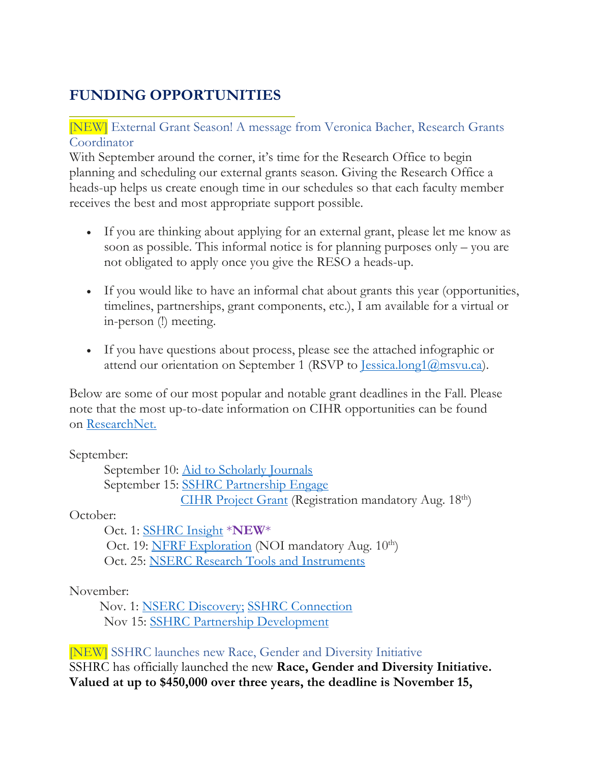## FUNDING OPPORTUNITIES

[NEW] External Grant Season! A message from Veronica Bacher, Research Grants Coordinator

With September around the corner, it's time for the Research Office to begin planning and scheduling our external grants season. Giving the Research Office a heads-up helps us create enough time in our schedules so that each faculty member receives the best and most appropriate support possible.

- If you are thinking about applying for an external grant, please let me know as soon as possible. This informal notice is for planning purposes only – you are not obligated to apply once you give the RESO a heads-up.
- If you would like to have an informal chat about grants this year (opportunities, timelines, partnerships, grant components, etc.), I am available for a virtual or in-person (!) meeting.
- If you have questions about process, please see the attached infographic or attend our orientation on September 1 (RSVP to Jessica.long1@msvu.ca).

Below are some of our most popular and notable grant deadlines in the Fall. Please note that the most up-to-date information on CIHR opportunities can be found on ResearchNet.

September:
- September 10: Aid to Scholarly Journals
- September 15: SSHRC Partnership Engage
- CIHR Project Grant (Registration mandatory Aug. 18th)

October:
- Oct. 1: SSHRC Insight ***NEW***
- Oct. 19: NFRF Exploration (NOI mandatory Aug. 10th)
- Oct. 25: NSERC Research Tools and Instruments

November:
- Nov. 1: NSERC Discovery; SSHRC Connection
- Nov 15: SSHRC Partnership Development

[NEW] SSHRC launches new Race, Gender and Diversity Initiative

SSHRC has officially launched the new **Race, Gender and Diversity Initiative. Valued at up to $450,000 over three years, the deadline is November 15,**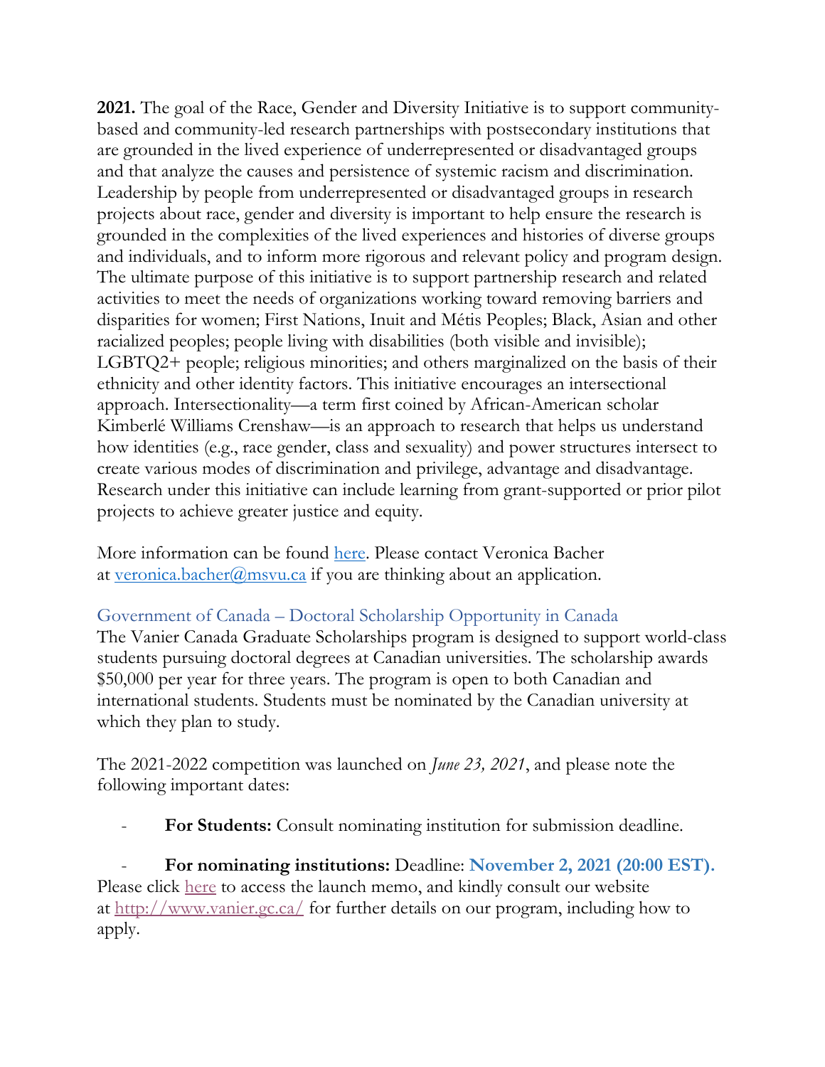**2021.** The goal of the Race, Gender and Diversity Initiative is to support community-based and community-led research partnerships with postsecondary institutions that are grounded in the lived experience of underrepresented or disadvantaged groups and that analyze the causes and persistence of systemic racism and discrimination. Leadership by people from underrepresented or disadvantaged groups in research projects about race, gender and diversity is important to help ensure the research is grounded in the complexities of the lived experiences and histories of diverse groups and individuals, and to inform more rigorous and relevant policy and program design. The ultimate purpose of this initiative is to support partnership research and related activities to meet the needs of organizations working toward removing barriers and disparities for women; First Nations, Inuit and Métis Peoples; Black, Asian and other racialized peoples; people living with disabilities (both visible and invisible); LGBTQ2+ people; religious minorities; and others marginalized on the basis of their ethnicity and other identity factors. This initiative encourages an intersectional approach. Intersectionality—a term first coined by African-American scholar Kimberlé Williams Crenshaw—is an approach to research that helps us understand how identities (e.g., race gender, class and sexuality) and power structures intersect to create various modes of discrimination and privilege, advantage and disadvantage. Research under this initiative can include learning from grant-supported or prior pilot projects to achieve greater justice and equity.

More information can be found here. Please contact Veronica Bacher at veronica.bacher@msvu.ca if you are thinking about an application.

### Government of Canada – Doctoral Scholarship Opportunity in Canada

The Vanier Canada Graduate Scholarships program is designed to support world-class students pursuing doctoral degrees at Canadian universities. The scholarship awards $50,000 per year for three years. The program is open to both Canadian and international students. Students must be nominated by the Canadian university at which they plan to study.

The 2021-2022 competition was launched on *June 23, 2021*, and please note the following important dates:

- **For Students:** Consult nominating institution for submission deadline.
- **For nominating institutions:** Deadline: **November 2, 2021 (20:00 EST).**

Please click here to access the launch memo, and kindly consult our website at http://www.vanier.gc.ca/ for further details on our program, including how to apply.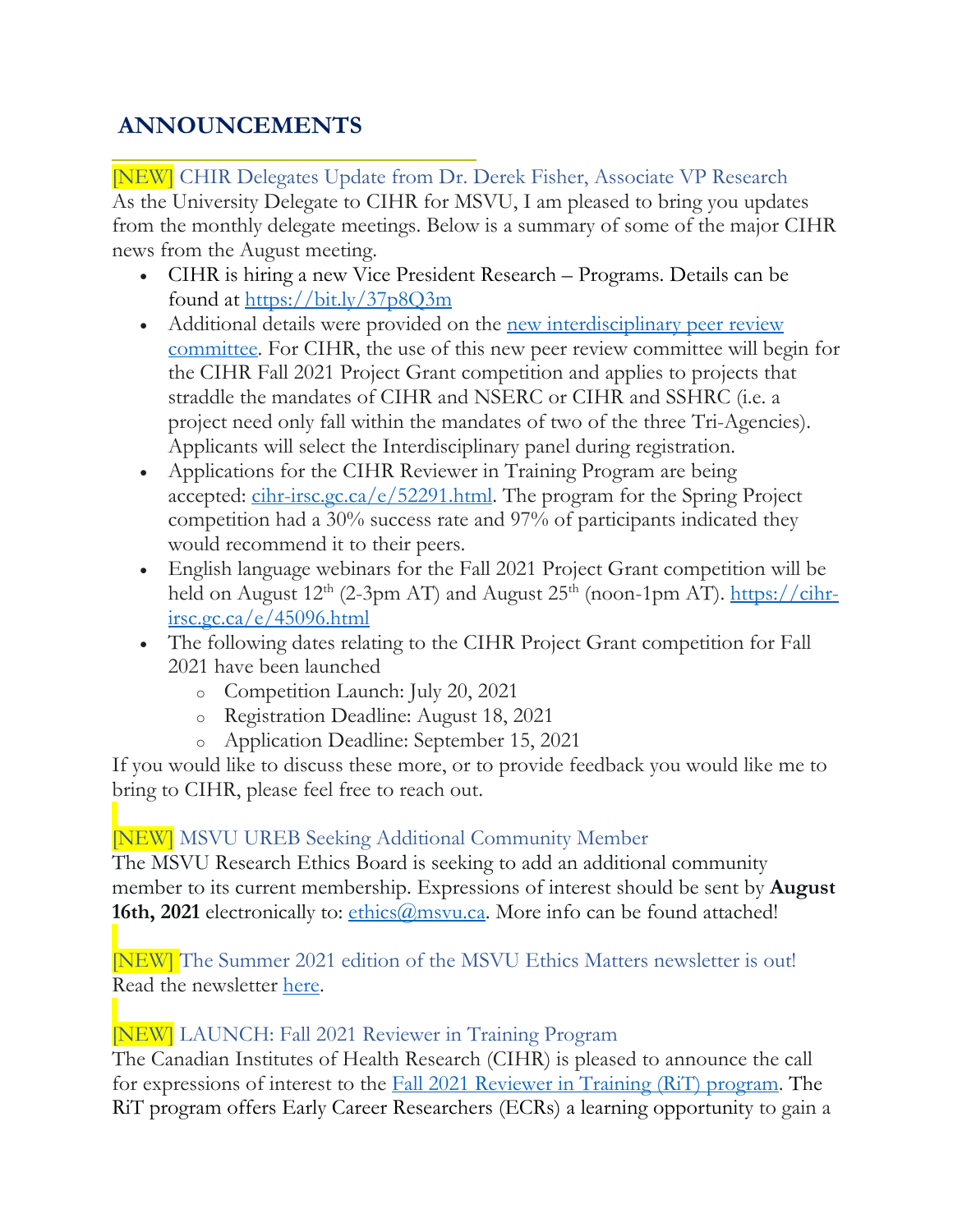## ANNOUNCEMENTS

### [NEW] CHIR Delegates Update from Dr. Derek Fisher, Associate VP Research

As the University Delegate to CIHR for MSVU, I am pleased to bring you updates from the monthly delegate meetings. Below is a summary of some of the major CIHR news from the August meeting.

- CIHR is hiring a new Vice President Research – Programs. Details can be found at https://bit.ly/37p8Q3m
- Additional details were provided on the new interdisciplinary peer review committee. For CIHR, the use of this new peer review committee will begin for the CIHR Fall 2021 Project Grant competition and applies to projects that straddle the mandates of CIHR and NSERC or CIHR and SSHRC (i.e. a project need only fall within the mandates of two of the three Tri-Agencies). Applicants will select the Interdisciplinary panel during registration.
- Applications for the CIHR Reviewer in Training Program are being accepted: cihr-irsc.gc.ca/e/52291.html. The program for the Spring Project competition had a 30% success rate and 97% of participants indicated they would recommend it to their peers.
- English language webinars for the Fall 2021 Project Grant competition will be held on August 12th (2-3pm AT) and August 25th (noon-1pm AT). https://cihr-irsc.gc.ca/e/45096.html
- The following dates relating to the CIHR Project Grant competition for Fall 2021 have been launched
  - Competition Launch: July 20, 2021
  - Registration Deadline: August 18, 2021
  - Application Deadline: September 15, 2021

If you would like to discuss these more, or to provide feedback you would like me to bring to CIHR, please feel free to reach out.

### [NEW] MSVU UREB Seeking Additional Community Member

The MSVU Research Ethics Board is seeking to add an additional community member to its current membership. Expressions of interest should be sent by **August 16th, 2021** electronically to: ethics@msvu.ca. More info can be found attached!

### [NEW] The Summer 2021 edition of the MSVU Ethics Matters newsletter is out!

Read the newsletter here.

### [NEW] LAUNCH: Fall 2021 Reviewer in Training Program

The Canadian Institutes of Health Research (CIHR) is pleased to announce the call for expressions of interest to the Fall 2021 Reviewer in Training (RiT) program. The RiT program offers Early Career Researchers (ECRs) a learning opportunity to gain a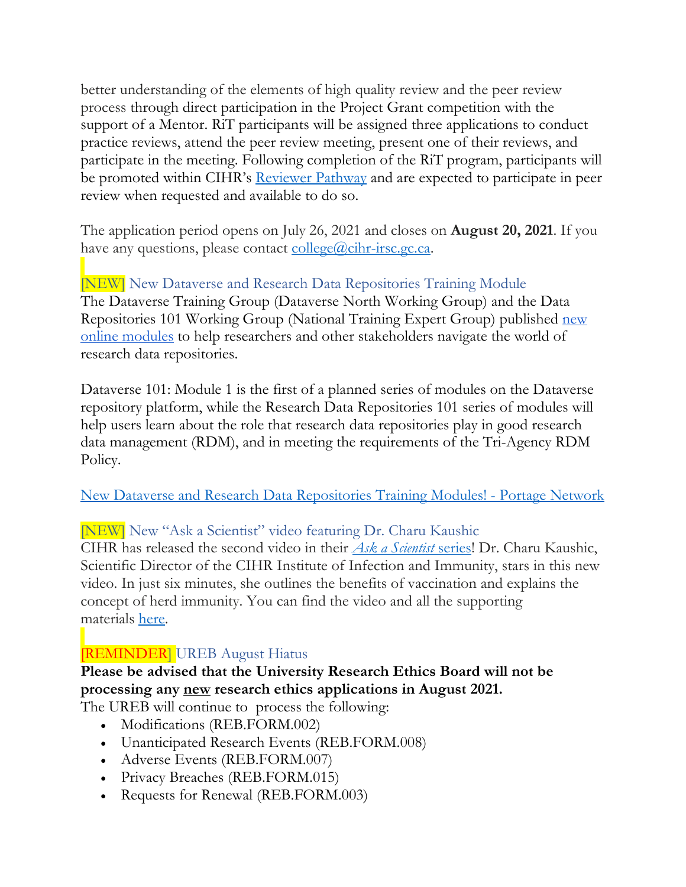better understanding of the elements of high quality review and the peer review process through direct participation in the Project Grant competition with the support of a Mentor. RiT participants will be assigned three applications to conduct practice reviews, attend the peer review meeting, present one of their reviews, and participate in the meeting. Following completion of the RiT program, participants will be promoted within CIHR's Reviewer Pathway and are expected to participate in peer review when requested and available to do so.

The application period opens on July 26, 2021 and closes on **August 20, 2021**. If you have any questions, please contact college@cihr-irsc.gc.ca.

### [NEW] New Dataverse and Research Data Repositories Training Module

The Dataverse Training Group (Dataverse North Working Group) and the Data Repositories 101 Working Group (National Training Expert Group) published new online modules to help researchers and other stakeholders navigate the world of research data repositories.

Dataverse 101: Module 1 is the first of a planned series of modules on the Dataverse repository platform, while the Research Data Repositories 101 series of modules will help users learn about the role that research data repositories play in good research data management (RDM), and in meeting the requirements of the Tri-Agency RDM Policy.

New Dataverse and Research Data Repositories Training Modules! - Portage Network

### [NEW] New "Ask a Scientist" video featuring Dr. Charu Kaushic

CIHR has released the second video in their *Ask a Scientist* series! Dr. Charu Kaushic, Scientific Director of the CIHR Institute of Infection and Immunity, stars in this new video. In just six minutes, she outlines the benefits of vaccination and explains the concept of herd immunity. You can find the video and all the supporting materials here.

### [REMINDER] UREB August Hiatus

**Please be advised that the University Research Ethics Board will not be processing any new research ethics applications in August 2021.**

The UREB will continue to process the following:

- Modifications (REB.FORM.002)
- Unanticipated Research Events (REB.FORM.008)
- Adverse Events (REB.FORM.007)
- Privacy Breaches (REB.FORM.015)
- Requests for Renewal (REB.FORM.003)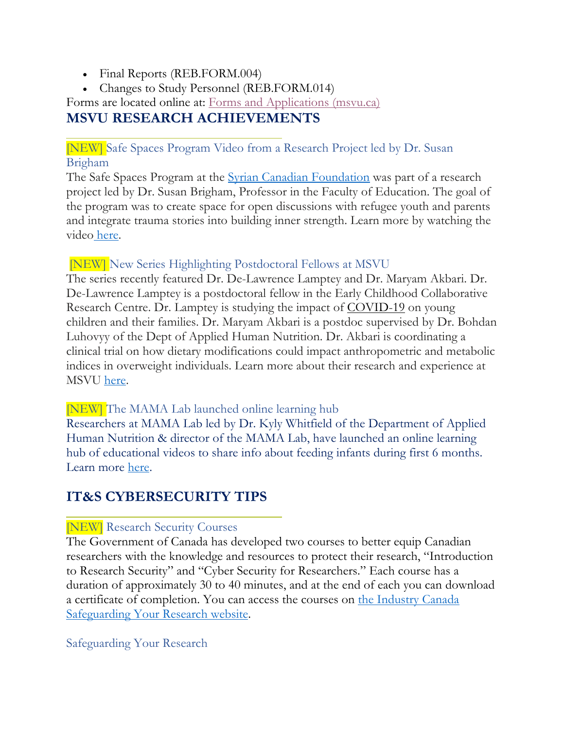- Final Reports (REB.FORM.004)
- Changes to Study Personnel (REB.FORM.014)

Forms are located online at: Forms and Applications (msvu.ca)

## MSVU RESEARCH ACHIEVEMENTS

### [NEW] Safe Spaces Program Video from a Research Project led by Dr. Susan Brigham

The Safe Spaces Program at the Syrian Canadian Foundation was part of a research project led by Dr. Susan Brigham, Professor in the Faculty of Education. The goal of the program was to create space for open discussions with refugee youth and parents and integrate trauma stories into building inner strength. Learn more by watching the video here.

### [NEW] New Series Highlighting Postdoctoral Fellows at MSVU

The series recently featured Dr. De-Lawrence Lamptey and Dr. Maryam Akbari. Dr. De-Lawrence Lamptey is a postdoctoral fellow in the Early Childhood Collaborative Research Centre. Dr. Lamptey is studying the impact of COVID-19 on young children and their families. Dr. Maryam Akbari is a postdoc supervised by Dr. Bohdan Luhovyy of the Dept of Applied Human Nutrition. Dr. Akbari is coordinating a clinical trial on how dietary modifications could impact anthropometric and metabolic indices in overweight individuals. Learn more about their research and experience at MSVU here.

### [NEW] The MAMA Lab launched online learning hub

Researchers at MAMA Lab led by Dr. Kyly Whitfield of the Department of Applied Human Nutrition & director of the MAMA Lab, have launched an online learning hub of educational videos to share info about feeding infants during first 6 months. Learn more here.

## IT&S CYBERSECURITY TIPS

### [NEW] Research Security Courses

The Government of Canada has developed two courses to better equip Canadian researchers with the knowledge and resources to protect their research, "Introduction to Research Security" and "Cyber Security for Researchers." Each course has a duration of approximately 30 to 40 minutes, and at the end of each you can download a certificate of completion. You can access the courses on the Industry Canada Safeguarding Your Research website.

### Safeguarding Your Research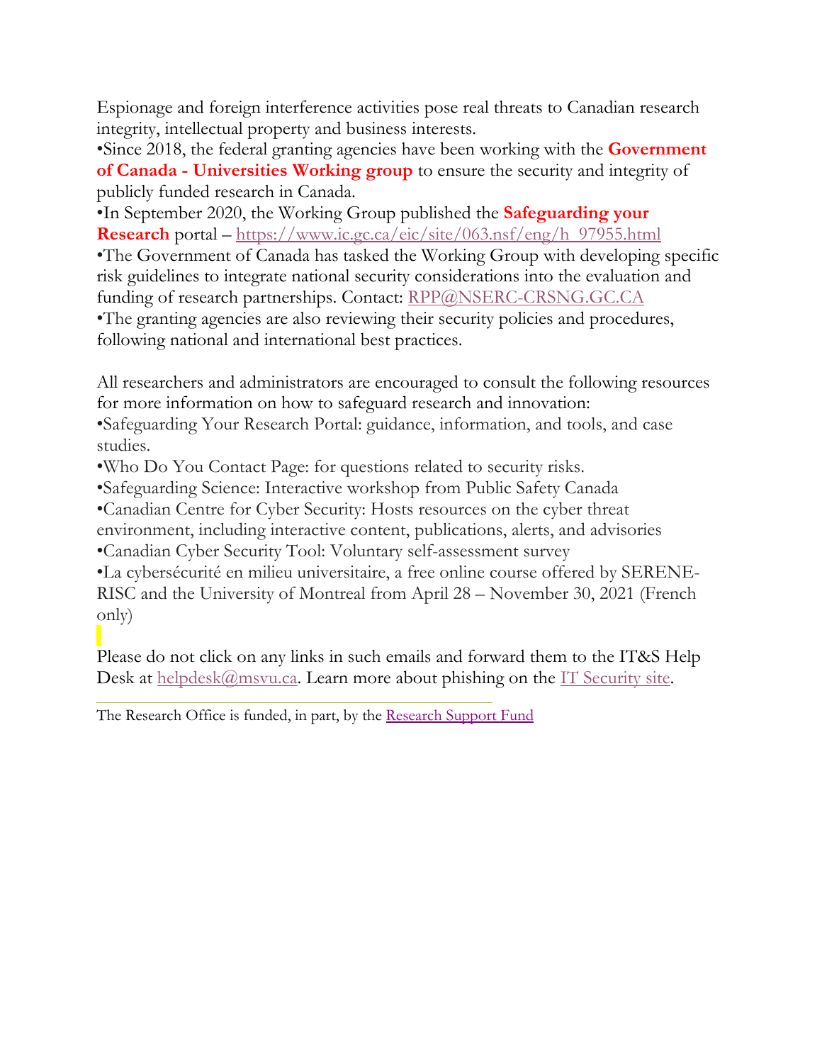Espionage and foreign interference activities pose real threats to Canadian research integrity, intellectual property and business interests.

- Since 2018, the federal granting agencies have been working with the **Government of Canada - Universities Working group** to ensure the security and integrity of publicly funded research in Canada.
- In September 2020, the Working Group published the **Safeguarding your Research** portal – https://www.ic.gc.ca/eic/site/063.nsf/eng/h_97955.html
- The Government of Canada has tasked the Working Group with developing specific risk guidelines to integrate national security considerations into the evaluation and funding of research partnerships. Contact: RPP@NSERC-CRSNG.GC.CA
- The granting agencies are also reviewing their security policies and procedures, following national and international best practices.

All researchers and administrators are encouraged to consult the following resources for more information on how to safeguard research and innovation:

- Safeguarding Your Research Portal: guidance, information, and tools, and case studies.
- Who Do You Contact Page: for questions related to security risks.
- Safeguarding Science: Interactive workshop from Public Safety Canada
- Canadian Centre for Cyber Security: Hosts resources on the cyber threat environment, including interactive content, publications, alerts, and advisories
- Canadian Cyber Security Tool: Voluntary self-assessment survey
- La cybersécurité en milieu universitaire, a free online course offered by SERENE-RISC and the University of Montreal from April 28 – November 30, 2021 (French only)

Please do not click on any links in such emails and forward them to the IT&S Help Desk at helpdesk@msvu.ca. Learn more about phishing on the IT Security site.

---

The Research Office is funded, in part, by the Research Support Fund